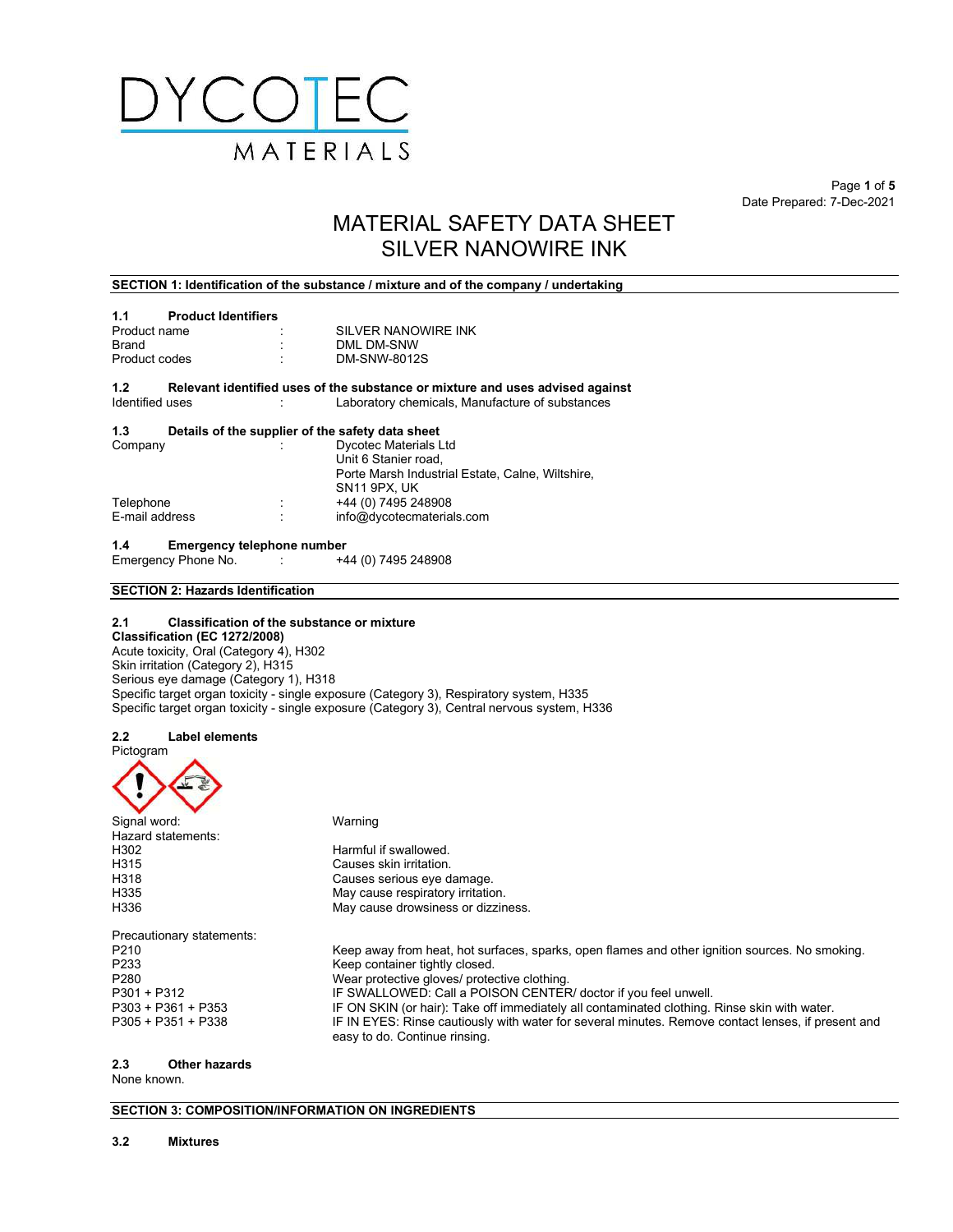# MATERIAL SAFETY DATA SHEET
# SILVER NANOWIRE INK

Date Prepared: 7-Dec-2021

## SECTION 1: Identification of the substance / mixture and of the company / undertaking

### 1.1 Product Identifiers

| | | |
|---|---|---|
| Product name | : | SILVER NANOWIRE INK |
| Brand | : | DML DM-SNW |
| Product codes | : | DM-SNW-8012S |

### 1.2 Relevant identified uses of the substance or mixture and uses advised against

| | | |
|---|---|---|
| Identified uses | : | Laboratory chemicals, Manufacture of substances |

### 1.3 Details of the supplier of the safety data sheet

| | | |
|---|---|---|
| Company | : | Dycotec Materials Ltd<br>Unit 6 Stanier road,<br>Porte Marsh Industrial Estate, Calne, Wiltshire,<br>SN11 9PX, UK |
| Telephone | : | +44 (0) 7495 248908 |
| E-mail address | : | info@dycotecmaterials.com |

### 1.4 Emergency telephone number

| | | |
|---|---|---|
| Emergency Phone No. | : | +44 (0) 7495 248908 |

## SECTION 2: Hazards Identification

### 2.1 Classification of the substance or mixture

**Classification (EC 1272/2008)**

Acute toxicity, Oral (Category 4), H302
Skin irritation (Category 2), H315
Serious eye damage (Category 1), H318
Specific target organ toxicity - single exposure (Category 3), Respiratory system, H335
Specific target organ toxicity - single exposure (Category 3), Central nervous system, H336

### 2.2 Label elements

Pictogram

Signal word: Warning

Hazard statements:

| | |
|---|---|
| H302 | Harmful if swallowed. |
| H315 | Causes skin irritation. |
| H318 | Causes serious eye damage. |
| H335 | May cause respiratory irritation. |
| H336 | May cause drowsiness or dizziness. |

Precautionary statements:

| | |
|---|---|
| P210 | Keep away from heat, hot surfaces, sparks, open flames and other ignition sources. No smoking. |
| P233 | Keep container tightly closed. |
| P280 | Wear protective gloves/ protective clothing. |
| P301 + P312 | IF SWALLOWED: Call a POISON CENTER/ doctor if you feel unwell. |
| P303 + P361 + P353 | IF ON SKIN (or hair): Take off immediately all contaminated clothing. Rinse skin with water. |
| P305 + P351 + P338 | IF IN EYES: Rinse cautiously with water for several minutes. Remove contact lenses, if present and easy to do. Continue rinsing. |

### 2.3 Other hazards

None known.

## SECTION 3: COMPOSITION/INFORMATION ON INGREDIENTS

### 3.2 Mixtures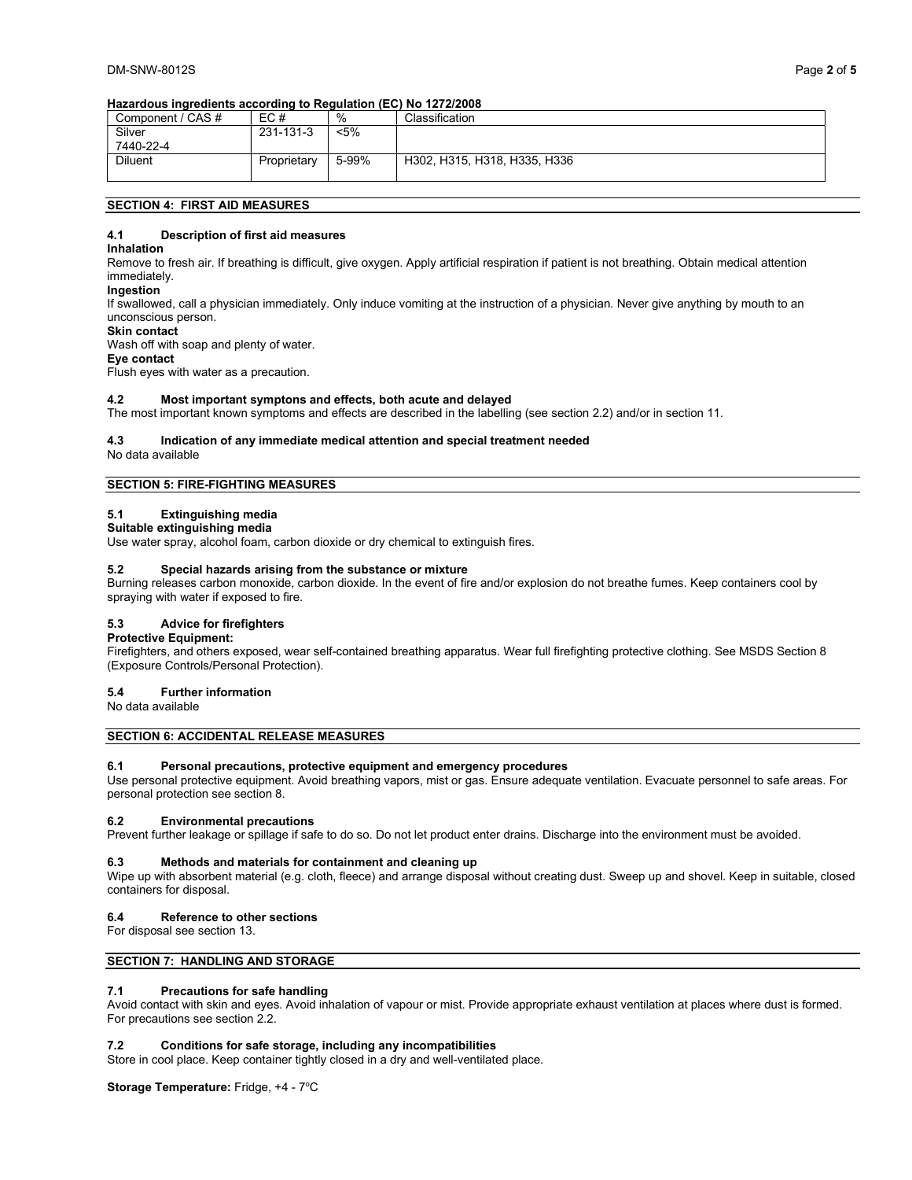**Hazardous ingredients according to Regulation (EC) No 1272/2008**

| Component / CAS # | EC # | % | Classification |
|---|---|---|---|
| Silver 7440-22-4 | 231-131-3 | <5% | |
| Diluent | Proprietary | 5-99% | H302, H315, H318, H335, H336 |

## SECTION 4: FIRST AID MEASURES

### 4.1 Description of first aid measures

**Inhalation**

Remove to fresh air. If breathing is difficult, give oxygen. Apply artificial respiration if patient is not breathing. Obtain medical attention immediately.

**Ingestion**

If swallowed, call a physician immediately. Only induce vomiting at the instruction of a physician. Never give anything by mouth to an unconscious person.

**Skin contact**

Wash off with soap and plenty of water.

**Eye contact**

Flush eyes with water as a precaution.

### 4.2 Most important symptons and effects, both acute and delayed

The most important known symptoms and effects are described in the labelling (see section 2.2) and/or in section 11.

### 4.3 Indication of any immediate medical attention and special treatment needed

No data available

## SECTION 5: FIRE-FIGHTING MEASURES

### 5.1 Extinguishing media

**Suitable extinguishing media**

Use water spray, alcohol foam, carbon dioxide or dry chemical to extinguish fires.

### 5.2 Special hazards arising from the substance or mixture

Burning releases carbon monoxide, carbon dioxide. In the event of fire and/or explosion do not breathe fumes. Keep containers cool by spraying with water if exposed to fire.

### 5.3 Advice for firefighters

**Protective Equipment:**

Firefighters, and others exposed, wear self-contained breathing apparatus. Wear full firefighting protective clothing. See MSDS Section 8 (Exposure Controls/Personal Protection).

### 5.4 Further information

No data available

## SECTION 6: ACCIDENTAL RELEASE MEASURES

### 6.1 Personal precautions, protective equipment and emergency procedures

Use personal protective equipment. Avoid breathing vapors, mist or gas. Ensure adequate ventilation. Evacuate personnel to safe areas. For personal protection see section 8.

### 6.2 Environmental precautions

Prevent further leakage or spillage if safe to do so. Do not let product enter drains. Discharge into the environment must be avoided.

### 6.3 Methods and materials for containment and cleaning up

Wipe up with absorbent material (e.g. cloth, fleece) and arrange disposal without creating dust. Sweep up and shovel. Keep in suitable, closed containers for disposal.

### 6.4 Reference to other sections

For disposal see section 13.

## SECTION 7: HANDLING AND STORAGE

### 7.1 Precautions for safe handling

Avoid contact with skin and eyes. Avoid inhalation of vapour or mist. Provide appropriate exhaust ventilation at places where dust is formed. For precautions see section 2.2.

### 7.2 Conditions for safe storage, including any incompatibilities

Store in cool place. Keep container tightly closed in a dry and well-ventilated place.

**Storage Temperature:** Fridge, +4 - 7ºC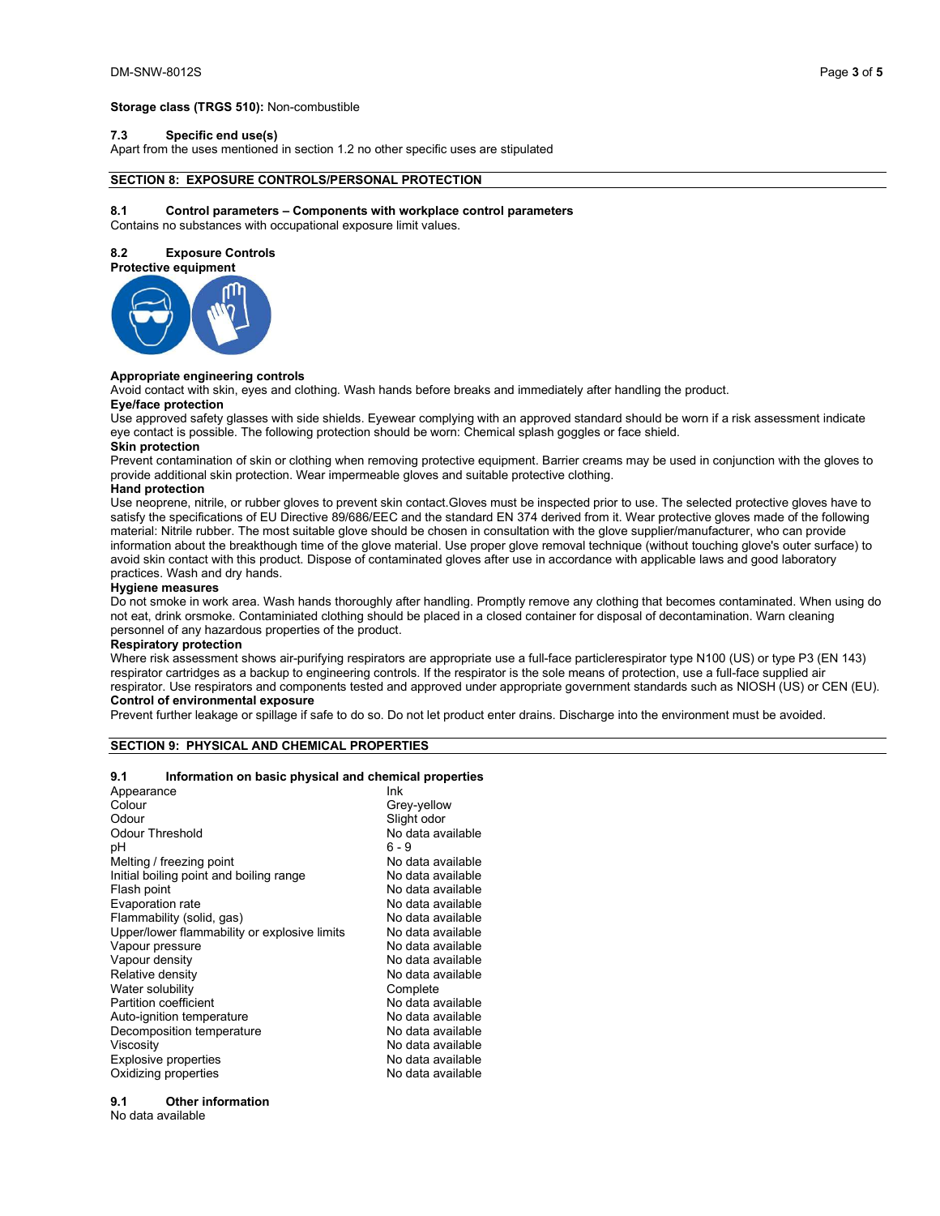**Storage class (TRGS 510):** Non-combustible

### 7.3 Specific end use(s)

Apart from the uses mentioned in section 1.2 no other specific uses are stipulated

## SECTION 8: EXPOSURE CONTROLS/PERSONAL PROTECTION

### 8.1 Control parameters – Components with workplace control parameters

Contains no substances with occupational exposure limit values.

### 8.2 Exposure Controls

**Protective equipment**

**Appropriate engineering controls**

Avoid contact with skin, eyes and clothing. Wash hands before breaks and immediately after handling the product.

**Eye/face protection**

Use approved safety glasses with side shields. Eyewear complying with an approved standard should be worn if a risk assessment indicate eye contact is possible. The following protection should be worn: Chemical splash goggles or face shield.

**Skin protection**

Prevent contamination of skin or clothing when removing protective equipment. Barrier creams may be used in conjunction with the gloves to provide additional skin protection. Wear impermeable gloves and suitable protective clothing.

**Hand protection**

Use neoprene, nitrile, or rubber gloves to prevent skin contact.Gloves must be inspected prior to use. The selected protective gloves have to satisfy the specifications of EU Directive 89/686/EEC and the standard EN 374 derived from it. Wear protective gloves made of the following material: Nitrile rubber. The most suitable glove should be chosen in consultation with the glove supplier/manufacturer, who can provide information about the breakthough time of the glove material. Use proper glove removal technique (without touching glove's outer surface) to avoid skin contact with this product. Dispose of contaminated gloves after use in accordance with applicable laws and good laboratory practices. Wash and dry hands.

**Hygiene measures**

Do not smoke in work area. Wash hands thoroughly after handling. Promptly remove any clothing that becomes contaminated. When using do not eat, drink orsmoke. Contaminiated clothing should be placed in a closed container for disposal of decontamination. Warn cleaning personnel of any hazardous properties of the product.

**Respiratory protection**

Where risk assessment shows air-purifying respirators are appropriate use a full-face particlerespirator type N100 (US) or type P3 (EN 143) respirator cartridges as a backup to engineering controls. If the respirator is the sole means of protection, use a full-face supplied air respirator. Use respirators and components tested and approved under appropriate government standards such as NIOSH (US) or CEN (EU).

**Control of environmental exposure**

Prevent further leakage or spillage if safe to do so. Do not let product enter drains. Discharge into the environment must be avoided.

## SECTION 9: PHYSICAL AND CHEMICAL PROPERTIES

### 9.1 Information on basic physical and chemical properties

| Property | Value |
|---|---|
| Appearance | Ink |
| Colour | Grey-yellow |
| Odour | Slight odor |
| Odour Threshold | No data available |
| pH | 6 - 9 |
| Melting / freezing point | No data available |
| Initial boiling point and boiling range | No data available |
| Flash point | No data available |
| Evaporation rate | No data available |
| Flammability (solid, gas) | No data available |
| Upper/lower flammability or explosive limits | No data available |
| Vapour pressure | No data available |
| Vapour density | No data available |
| Relative density | No data available |
| Water solubility | Complete |
| Partition coefficient | No data available |
| Auto-ignition temperature | No data available |
| Decomposition temperature | No data available |
| Viscosity | No data available |
| Explosive properties | No data available |
| Oxidizing properties | No data available |

### 9.1 Other information

No data available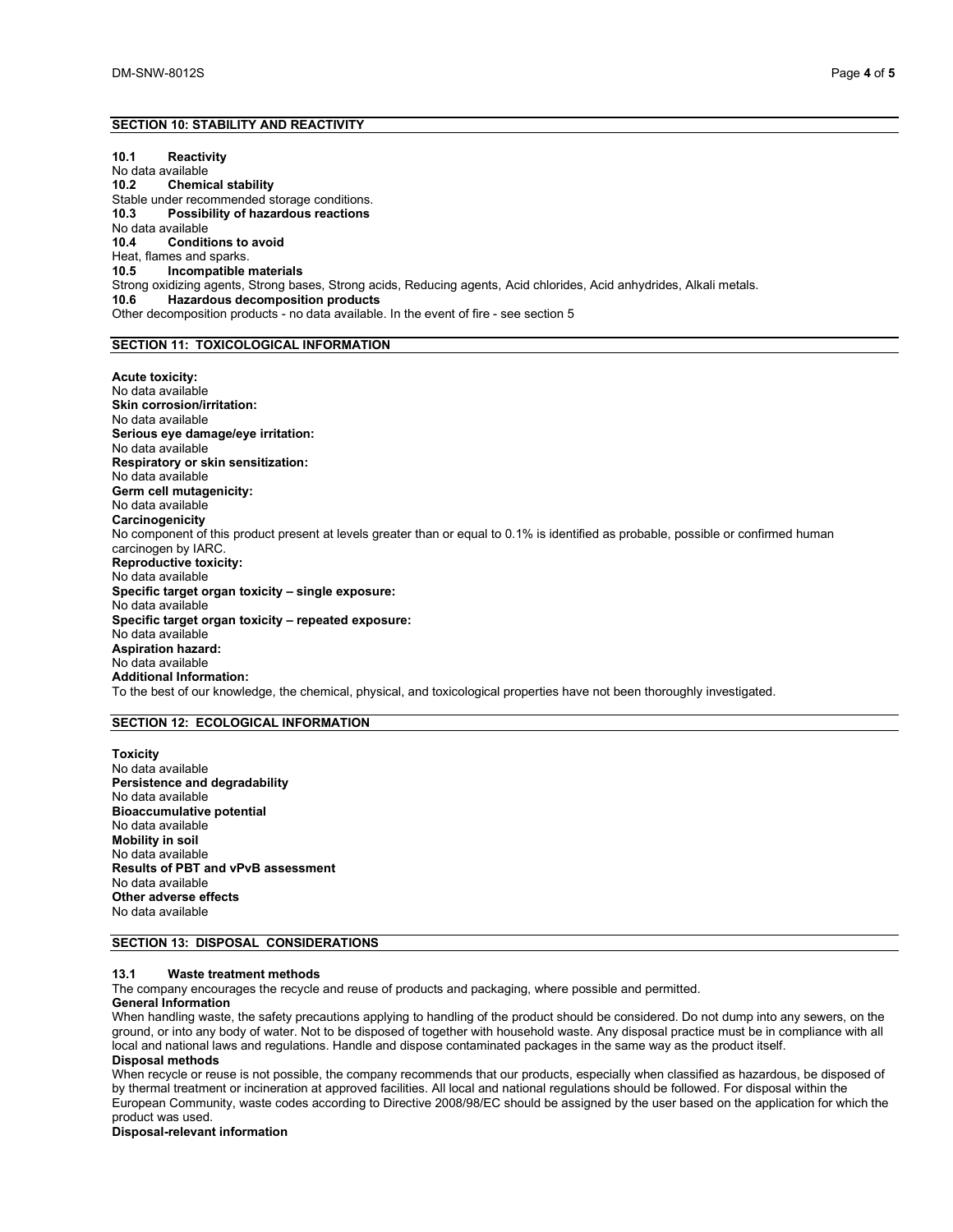## SECTION 10: STABILITY AND REACTIVITY

**10.1 Reactivity**
No data available

**10.2 Chemical stability**
Stable under recommended storage conditions.

**10.3 Possibility of hazardous reactions**
No data available

**10.4 Conditions to avoid**
Heat, flames and sparks.

**10.5 Incompatible materials**
Strong oxidizing agents, Strong bases, Strong acids, Reducing agents, Acid chlorides, Acid anhydrides, Alkali metals.

**10.6 Hazardous decomposition products**
Other decomposition products - no data available. In the event of fire - see section 5

## SECTION 11: TOXICOLOGICAL INFORMATION

**Acute toxicity:**
No data available

**Skin corrosion/irritation:**
No data available

**Serious eye damage/eye irritation:**
No data available

**Respiratory or skin sensitization:**
No data available

**Germ cell mutagenicity:**
No data available

**Carcinogenicity**
No component of this product present at levels greater than or equal to 0.1% is identified as probable, possible or confirmed human carcinogen by IARC.

**Reproductive toxicity:**
No data available

**Specific target organ toxicity – single exposure:**
No data available

**Specific target organ toxicity – repeated exposure:**
No data available

**Aspiration hazard:**
No data available

**Additional Information:**
To the best of our knowledge, the chemical, physical, and toxicological properties have not been thoroughly investigated.

## SECTION 12: ECOLOGICAL INFORMATION

**Toxicity**
No data available

**Persistence and degradability**
No data available

**Bioaccumulative potential**
No data available

**Mobility in soil**
No data available

**Results of PBT and vPvB assessment**
No data available

**Other adverse effects**
No data available

## SECTION 13: DISPOSAL CONSIDERATIONS

**13.1 Waste treatment methods**
The company encourages the recycle and reuse of products and packaging, where possible and permitted.

**General Information**
When handling waste, the safety precautions applying to handling of the product should be considered. Do not dump into any sewers, on the ground, or into any body of water. Not to be disposed of together with household waste. Any disposal practice must be in compliance with all local and national laws and regulations. Handle and dispose contaminated packages in the same way as the product itself.

**Disposal methods**
When recycle or reuse is not possible, the company recommends that our products, especially when classified as hazardous, be disposed of by thermal treatment or incineration at approved facilities. All local and national regulations should be followed. For disposal within the European Community, waste codes according to Directive 2008/98/EC should be assigned by the user based on the application for which the product was used.

**Disposal-relevant information**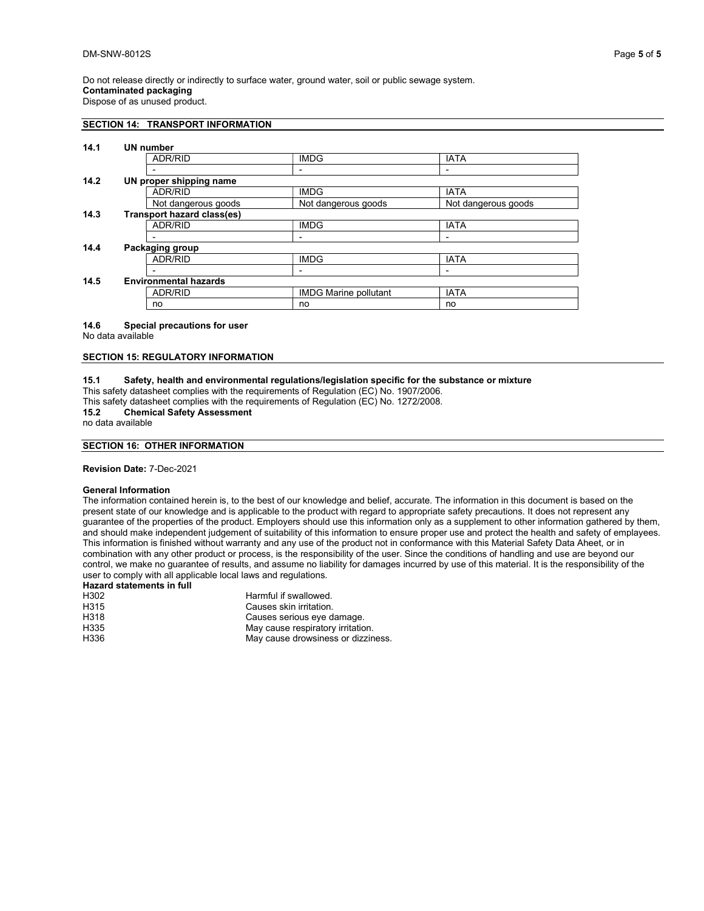Do not release directly or indirectly to surface water, ground water, soil or public sewage system.

**Contaminated packaging**

Dispose of as unused product.

## SECTION 14: TRANSPORT INFORMATION

**14.1 UN number**

| ADR/RID | IMDG | IATA |
|---|---|---|
| - | - | - |

**14.2 UN proper shipping name**

| ADR/RID | IMDG | IATA |
|---|---|---|
| Not dangerous goods | Not dangerous goods | Not dangerous goods |

**14.3 Transport hazard class(es)**

| ADR/RID | IMDG | IATA |
|---|---|---|
| - | - | - |

**14.4 Packaging group**

| ADR/RID | IMDG | IATA |
|---|---|---|
| - | - | - |

**14.5 Environmental hazards**

| ADR/RID | IMDG Marine pollutant | IATA |
|---|---|---|
| no | no | no |

**14.6 Special precautions for user**

No data available

## SECTION 15: REGULATORY INFORMATION

**15.1 Safety, health and environmental regulations/legislation specific for the substance or mixture**

This safety datasheet complies with the requirements of Regulation (EC) No. 1907/2006.
This safety datasheet complies with the requirements of Regulation (EC) No. 1272/2008.

**15.2 Chemical Safety Assessment**

no data available

## SECTION 16: OTHER INFORMATION

**Revision Date:** 7-Dec-2021

**General Information**

The information contained herein is, to the best of our knowledge and belief, accurate. The information in this document is based on the present state of our knowledge and is applicable to the product with regard to appropriate safety precautions. It does not represent any guarantee of the properties of the product. Employers should use this information only as a supplement to other information gathered by them, and should make independent judgement of suitability of this information to ensure proper use and protect the health and safety of emplayees. This information is finished without warranty and any use of the product not in conformance with this Material Safety Data Aheet, or in combination with any other product or process, is the responsibility of the user. Since the conditions of handling and use are beyond our control, we make no guarantee of results, and assume no liability for damages incurred by use of this material. It is the responsibility of the user to comply with all applicable local laws and regulations.

**Hazard statements in full**

| | |
|---|---|
| H302 | Harmful if swallowed. |
| H315 | Causes skin irritation. |
| H318 | Causes serious eye damage. |
| H335 | May cause respiratory irritation. |
| H336 | May cause drowsiness or dizziness. |